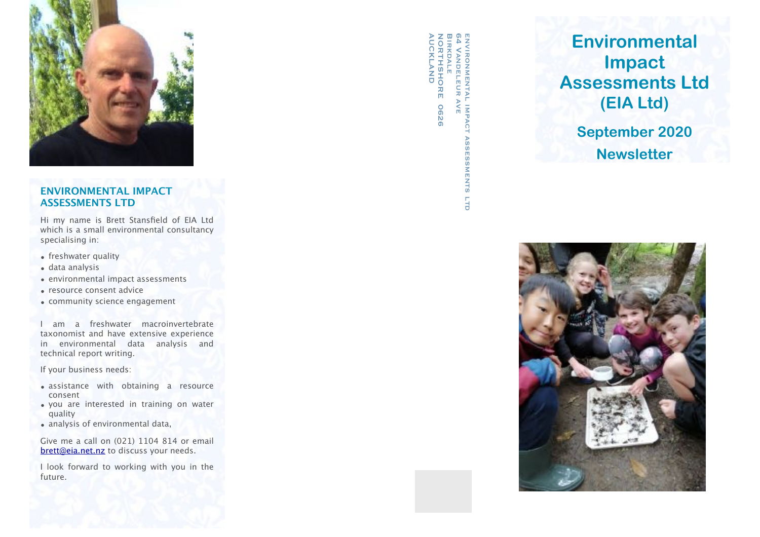# Environmental Impact Assessments Ltd (EIA Ltd)

## September 2020 Newsletter

ENVIRONMENTAL IMPACT ASSESSMENTS LTD
64 VANDELEUR AVE
BIRKDALE
NORTHSHORE 0626
AUCKLAND

## ENVIRONMENTAL IMPACT ASSESSMENTS LTD

Hi my name is Brett Stansfield of EIA Ltd which is a small environmental consultancy specialising in:

- freshwater quality
- data analysis
- environmental impact assessments
- resource consent advice
- community science engagement

I am a freshwater macroinvertebrate taxonomist and have extensive experience in environmental data analysis and technical report writing.

If your business needs:

- assistance with obtaining a resource consent
- you are interested in training on water quality
- analysis of environmental data,

Give me a call on (021) 1104 814 or email brett@eia.net.nz to discuss your needs.

I look forward to working with you in the future.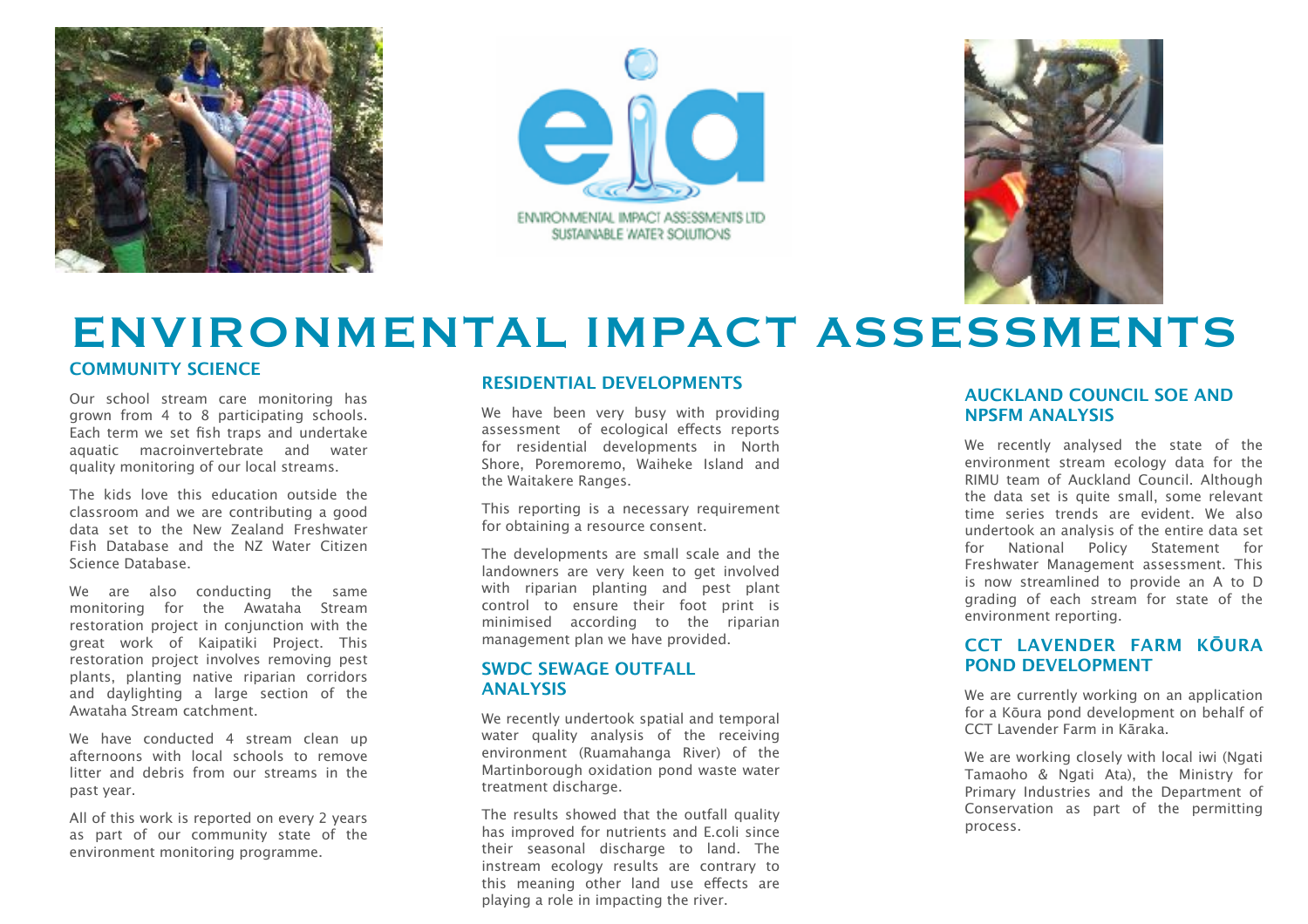# ENVIRONMENTAL IMPACT ASSESSMENTS

## COMMUNITY SCIENCE

Our school stream care monitoring has grown from 4 to 8 participating schools. Each term we set fish traps and undertake aquatic macroinvertebrate and water quality monitoring of our local streams.

The kids love this education outside the classroom and we are contributing a good data set to the New Zealand Freshwater Fish Database and the NZ Water Citizen Science Database.

We are also conducting the same monitoring for the Awataha Stream restoration project in conjunction with the great work of Kaipatiki Project. This restoration project involves removing pest plants, planting native riparian corridors and daylighting a large section of the Awataha Stream catchment.

We have conducted 4 stream clean up afternoons with local schools to remove litter and debris from our streams in the past year.

All of this work is reported on every 2 years as part of our community state of the environment monitoring programme.

## RESIDENTIAL DEVELOPMENTS

We have been very busy with providing assessment of ecological effects reports for residential developments in North Shore, Poremoremo, Waiheke Island and the Waitakere Ranges.

This reporting is a necessary requirement for obtaining a resource consent.

The developments are small scale and the landowners are very keen to get involved with riparian planting and pest plant control to ensure their foot print is minimised according to the riparian management plan we have provided.

## SWDC SEWAGE OUTFALL ANALYSIS

We recently undertook spatial and temporal water quality analysis of the receiving environment (Ruamahanga River) of the Martinborough oxidation pond waste water treatment discharge.

The results showed that the outfall quality has improved for nutrients and E.coli since their seasonal discharge to land. The instream ecology results are contrary to this meaning other land use effects are playing a role in impacting the river.

## AUCKLAND COUNCIL SOE AND NPSFM ANALYSIS

We recently analysed the state of the environment stream ecology data for the RIMU team of Auckland Council. Although the data set is quite small, some relevant time series trends are evident. We also undertook an analysis of the entire data set for National Policy Statement for Freshwater Management assessment. This is now streamlined to provide an A to D grading of each stream for state of the environment reporting.

## CCT LAVENDER FARM KŌURA POND DEVELOPMENT

We are currently working on an application for a Kōura pond development on behalf of CCT Lavender Farm in Kāraka.

We are working closely with local iwi (Ngati Tamaoho & Ngati Ata), the Ministry for Primary Industries and the Department of Conservation as part of the permitting process.